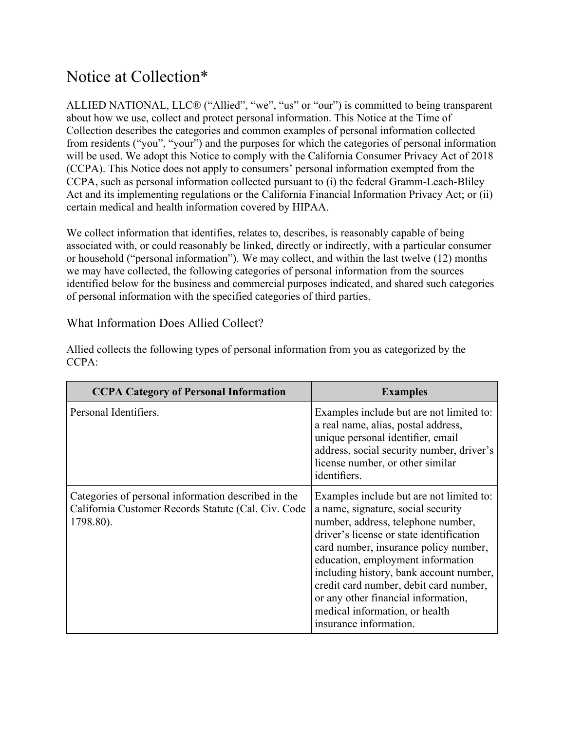# Notice at Collection*

ALLIED NATIONAL, LLC® ("Allied", "we", "us" or "our") is committed to being transparent about how we use, collect and protect personal information. This Notice at the Time of Collection describes the categories and common examples of personal information collected from residents ("you", "your") and the purposes for which the categories of personal information will be used. We adopt this Notice to comply with the California Consumer Privacy Act of 2018 (CCPA). This Notice does not apply to consumers' personal information exempted from the CCPA, such as personal information collected pursuant to (i) the federal Gramm-Leach-Bliley Act and its implementing regulations or the California Financial Information Privacy Act; or (ii) certain medical and health information covered by HIPAA.

We collect information that identifies, relates to, describes, is reasonably capable of being associated with, or could reasonably be linked, directly or indirectly, with a particular consumer or household ("personal information"). We may collect, and within the last twelve (12) months we may have collected, the following categories of personal information from the sources identified below for the business and commercial purposes indicated, and shared such categories of personal information with the specified categories of third parties.

## What Information Does Allied Collect?

Allied collects the following types of personal information from you as categorized by the CCPA:

| CCPA Category of Personal Information | Examples |
| --- | --- |
| Personal Identifiers. | Examples include but are not limited to: a real name, alias, postal address, unique personal identifier, email address, social security number, driver's license number, or other similar identifiers. |
| Categories of personal information described in the California Customer Records Statute (Cal. Civ. Code 1798.80). | Examples include but are not limited to: a name, signature, social security number, address, telephone number, driver's license or state identification card number, insurance policy number, education, employment information including history, bank account number, credit card number, debit card number, or any other financial information, medical information, or health insurance information. |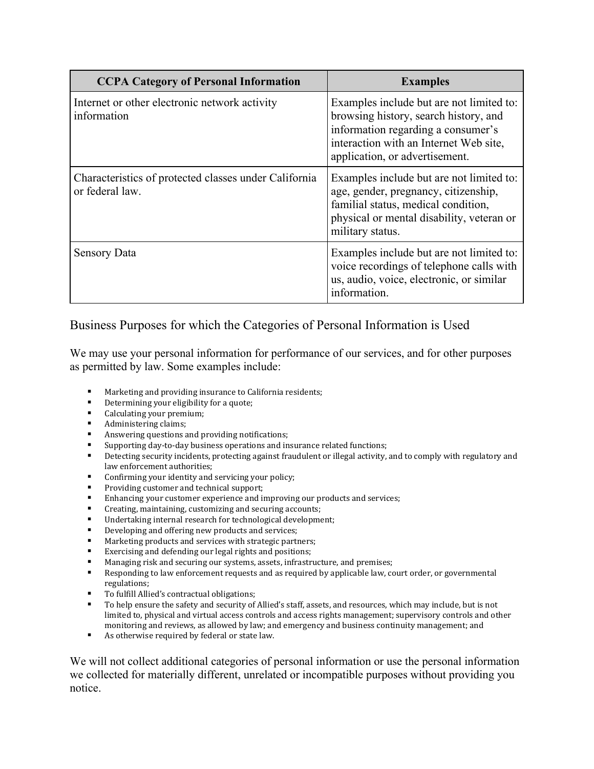| CCPA Category of Personal Information | Examples |
| --- | --- |
| Internet or other electronic network activity information | Examples include but are not limited to: browsing history, search history, and information regarding a consumer's interaction with an Internet Web site, application, or advertisement. |
| Characteristics of protected classes under California or federal law. | Examples include but are not limited to: age, gender, pregnancy, citizenship, familial status, medical condition, physical or mental disability, veteran or military status. |
| Sensory Data | Examples include but are not limited to: voice recordings of telephone calls with us, audio, voice, electronic, or similar information. |

## Business Purposes for which the Categories of Personal Information is Used

We may use your personal information for performance of our services, and for other purposes as permitted by law. Some examples include:

- Marketing and providing insurance to California residents;
- Determining your eligibility for a quote;
- Calculating your premium;
- Administering claims;
- Answering questions and providing notifications;
- Supporting day-to-day business operations and insurance related functions;
- Detecting security incidents, protecting against fraudulent or illegal activity, and to comply with regulatory and law enforcement authorities;
- Confirming your identity and servicing your policy;
- Providing customer and technical support;
- Enhancing your customer experience and improving our products and services;
- Creating, maintaining, customizing and securing accounts;
- Undertaking internal research for technological development;
- Developing and offering new products and services;
- Marketing products and services with strategic partners;
- Exercising and defending our legal rights and positions;
- Managing risk and securing our systems, assets, infrastructure, and premises;
- Responding to law enforcement requests and as required by applicable law, court order, or governmental regulations;
- To fulfill Allied's contractual obligations;
- To help ensure the safety and security of Allied's staff, assets, and resources, which may include, but is not limited to, physical and virtual access controls and access rights management; supervisory controls and other monitoring and reviews, as allowed by law; and emergency and business continuity management; and
- As otherwise required by federal or state law.

We will not collect additional categories of personal information or use the personal information we collected for materially different, unrelated or incompatible purposes without providing you notice.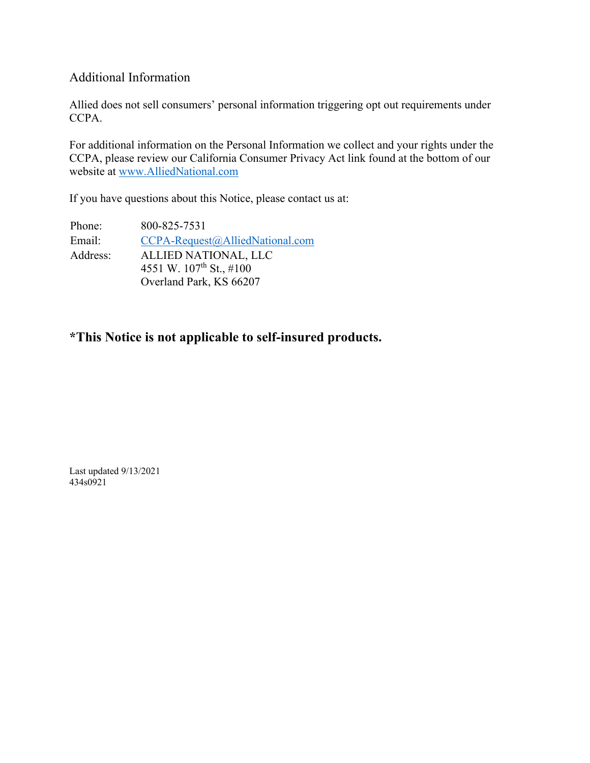## Additional Information

Allied does not sell consumers' personal information triggering opt out requirements under CCPA.

For additional information on the Personal Information we collect and your rights under the CCPA, please review our California Consumer Privacy Act link found at the bottom of our website at [www.AlliedNational.com](http://www.AlliedNational.com)

If you have questions about this Notice, please contact us at:

| | |
|---|---|
| Phone: | 800-825-7531 |
| Email: | [CCPA-Request@AlliedNational.com](mailto:CCPA-Request@AlliedNational.com) |
| Address: | ALLIED NATIONAL, LLC<br>4551 W. 107th St., #100<br>Overland Park, KS 66207 |

**\*This Notice is not applicable to self-insured products.**

Last updated 9/13/2021
434s0921